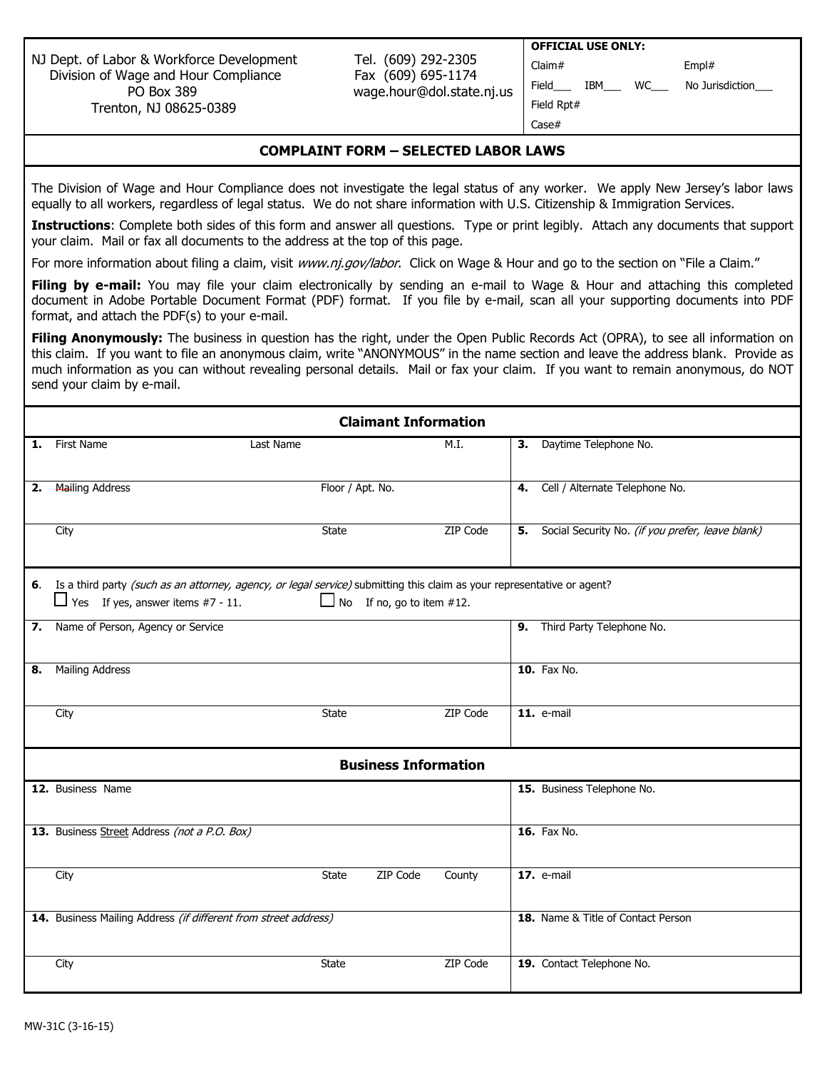NJ Dept. of Labor & Workforce Development
Division of Wage and Hour Compliance
PO Box 389
Trenton, NJ 08625-0389

Tel. (609) 292-2305
Fax (609) 695-1174
wage.hour@dol.state.nj.us

**OFFICIAL USE ONLY:**
Claim# Empl#
Field___ IBM___ WC___ No Jurisdiction___
Field Rpt#
Case#

## COMPLAINT FORM – SELECTED LABOR LAWS

The Division of Wage and Hour Compliance does not investigate the legal status of any worker. We apply New Jersey's labor laws equally to all workers, regardless of legal status. We do not share information with U.S. Citizenship & Immigration Services.

**Instructions**: Complete both sides of this form and answer all questions. Type or print legibly. Attach any documents that support your claim. Mail or fax all documents to the address at the top of this page.

For more information about filing a claim, visit *www.nj.gov/labor*. Click on Wage & Hour and go to the section on "File a Claim."

**Filing by e-mail:** You may file your claim electronically by sending an e-mail to Wage & Hour and attaching this completed document in Adobe Portable Document Format (PDF) format. If you file by e-mail, scan all your supporting documents into PDF format, and attach the PDF(s) to your e-mail.

**Filing Anonymously:** The business in question has the right, under the Open Public Records Act (OPRA), to see all information on this claim. If you want to file an anonymous claim, write "ANONYMOUS" in the name section and leave the address blank. Provide as much information as you can without revealing personal details. Mail or fax your claim. If you want to remain anonymous, do NOT send your claim by e-mail.

### Claimant Information

| | | | |
|---|---|---|---|
| **1.** First Name | Last Name | M.I. | **3.** Daytime Telephone No. |
| **2.** Mailing Address | Floor / Apt. No. | | **4.** Cell / Alternate Telephone No. |
| City | State | ZIP Code | **5.** Social Security No. *(if you prefer, leave blank)* |

**6.** Is a third party *(such as an attorney, agency, or legal service)* submitting this claim as your representative or agent?
☐ Yes If yes, answer items #7 - 11. ☐ No If no, go to item #12.

| | | | |
|---|---|---|---|
| **7.** Name of Person, Agency or Service | | | **9.** Third Party Telephone No. |
| **8.** Mailing Address | | | **10.** Fax No. |
| City | State | ZIP Code | **11.** e-mail |

### Business Information

| | | | | |
|---|---|---|---|---|
| **12.** Business Name | | | | **15.** Business Telephone No. |
| **13.** Business Street Address *(not a P.O. Box)* | | | | **16.** Fax No. |
| City | State | ZIP Code | County | **17.** e-mail |
| **14.** Business Mailing Address *(if different from street address)* | | | | **18.** Name & Title of Contact Person |
| City | State | ZIP Code | | **19.** Contact Telephone No. |

MW-31C (3-16-15)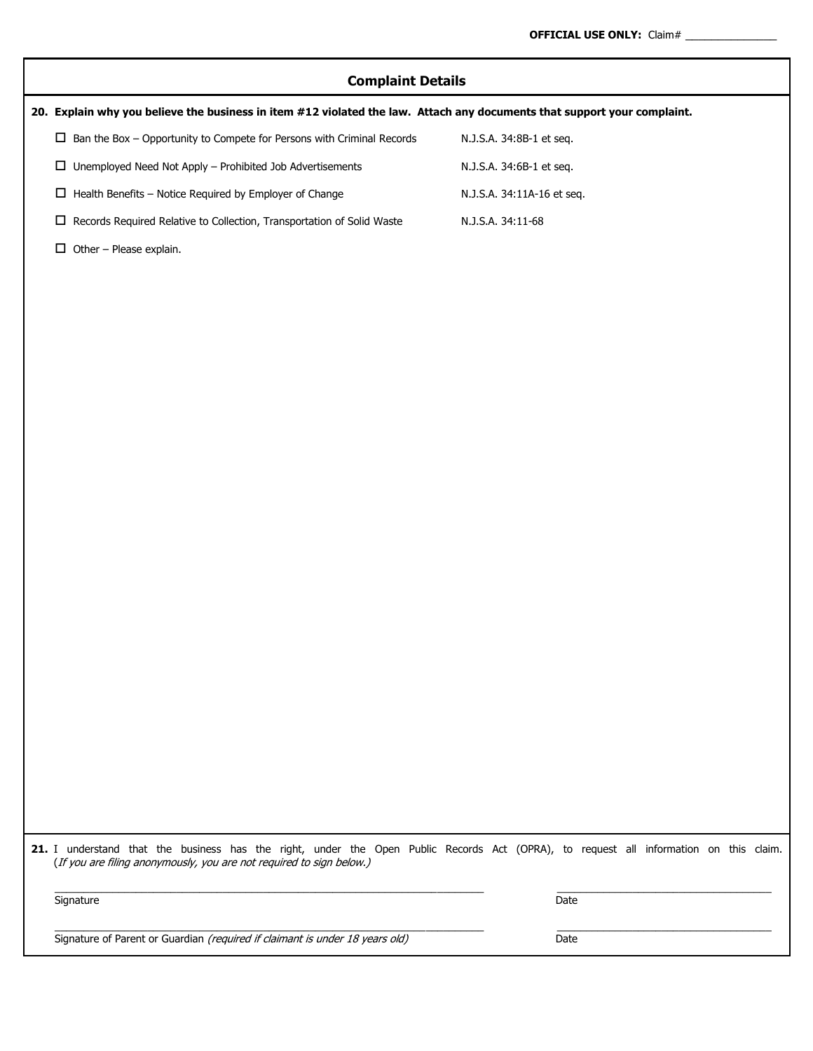**OFFICIAL USE ONLY:** Claim# _______________

## Complaint Details

**20. Explain why you believe the business in item #12 violated the law. Attach any documents that support your complaint.**

| | |
|---|---|
| ☐ Ban the Box – Opportunity to Compete for Persons with Criminal Records | N.J.S.A. 34:8B-1 et seq. |
| ☐ Unemployed Need Not Apply – Prohibited Job Advertisements | N.J.S.A. 34:6B-1 et seq. |
| ☐ Health Benefits – Notice Required by Employer of Change | N.J.S.A. 34:11A-16 et seq. |
| ☐ Records Required Relative to Collection, Transportation of Solid Waste | N.J.S.A. 34:11-68 |
| ☐ Other – Please explain. | |

**21.** I understand that the business has the right, under the Open Public Records Act (OPRA), to request all information on this claim. (*If you are filing anonymously, you are not required to sign below.)*

_______________________________________ _______________________

Signature Date

_______________________________________ _______________________

Signature of Parent or Guardian *(required if claimant is under 18 years old)* Date